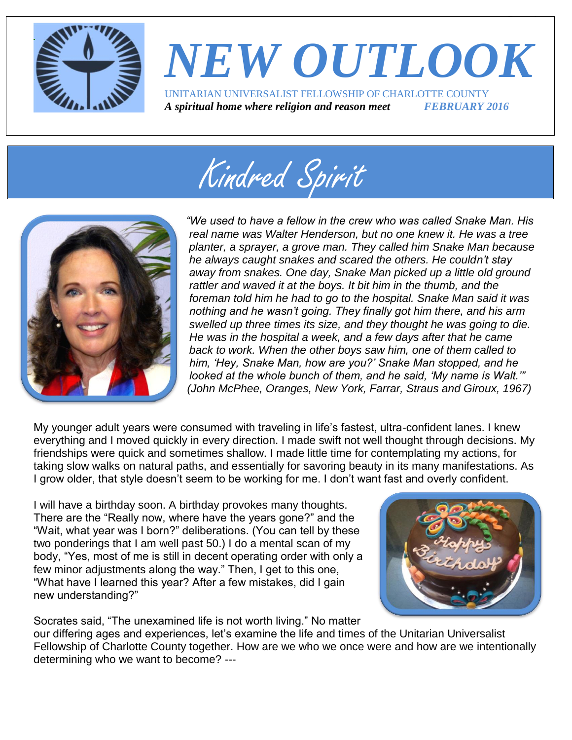# NEW OUTLOOK

UNITARIAN UNIVERSALIST FELLOWSHIP OF CHARLOTTE COUNTY

***A spiritual home where religion and reason meet*** ***FEBRUARY 2016***

## Kindred Spirit

*"We used to have a fellow in the crew who was called Snake Man. His real name was Walter Henderson, but no one knew it. He was a tree planter, a sprayer, a grove man. They called him Snake Man because he always caught snakes and scared the others. He couldn't stay away from snakes. One day, Snake Man picked up a little old ground rattler and waved it at the boys. It bit him in the thumb, and the foreman told him he had to go to the hospital. Snake Man said it was nothing and he wasn't going. They finally got him there, and his arm swelled up three times its size, and they thought he was going to die. He was in the hospital a week, and a few days after that he came back to work. When the other boys saw him, one of them called to him, 'Hey, Snake Man, how are you?' Snake Man stopped, and he looked at the whole bunch of them, and he said, 'My name is Walt.'" (John McPhee, Oranges, New York, Farrar, Straus and Giroux, 1967)*

My younger adult years were consumed with traveling in life's fastest, ultra-confident lanes. I knew everything and I moved quickly in every direction. I made swift not well thought through decisions. My friendships were quick and sometimes shallow. I made little time for contemplating my actions, for taking slow walks on natural paths, and essentially for savoring beauty in its many manifestations. As I grow older, that style doesn't seem to be working for me. I don't want fast and overly confident.

I will have a birthday soon. A birthday provokes many thoughts. There are the "Really now, where have the years gone?" and the "Wait, what year was I born?" deliberations. (You can tell by these two ponderings that I am well past 50.) I do a mental scan of my body, "Yes, most of me is still in decent operating order with only a few minor adjustments along the way." Then, I get to this one, "What have I learned this year? After a few mistakes, did I gain new understanding?"

Socrates said, "The unexamined life is not worth living." No matter our differing ages and experiences, let's examine the life and times of the Unitarian Universalist Fellowship of Charlotte County together. How are we who we once were and how are we intentionally determining who we want to become? ---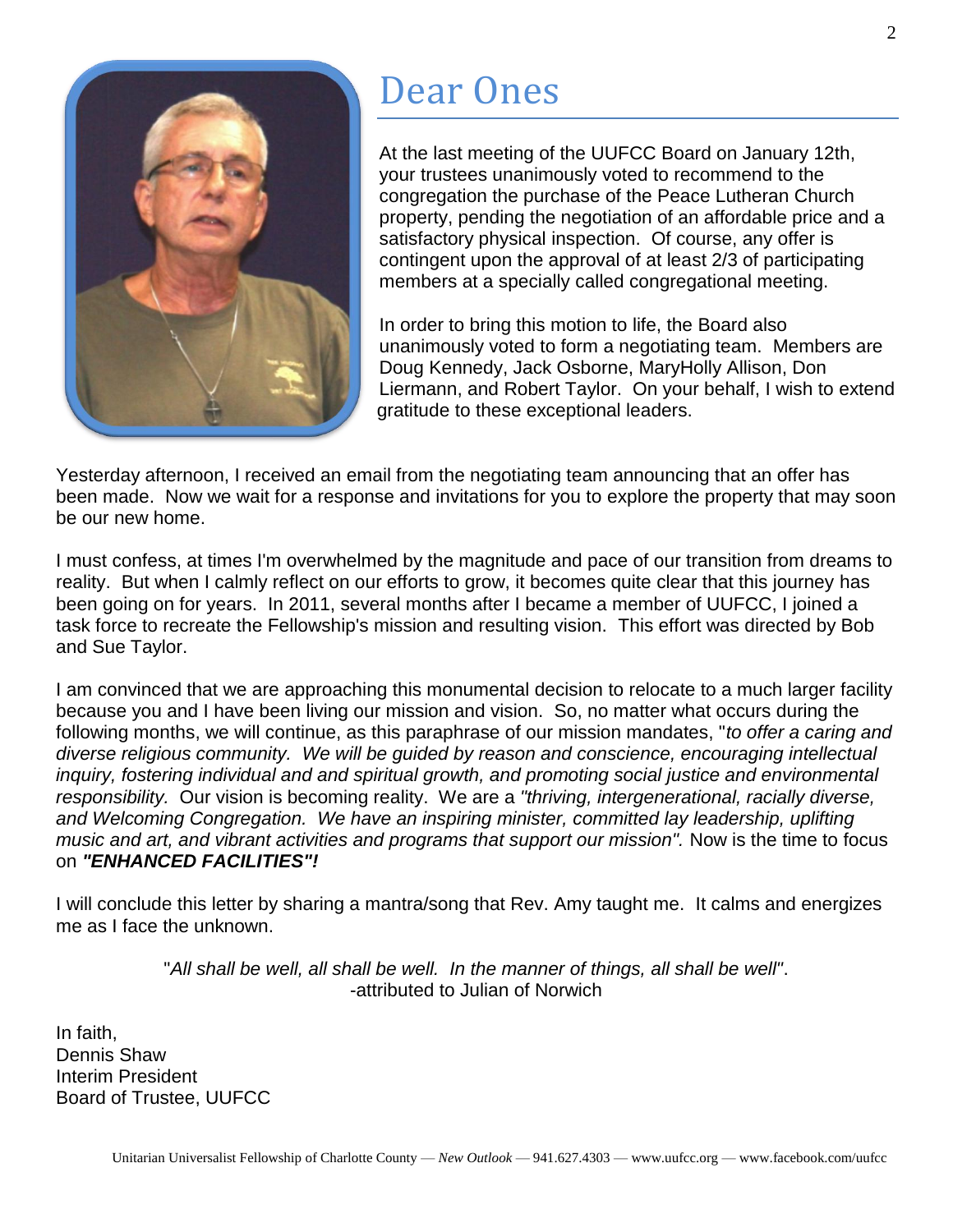# Dear Ones

At the last meeting of the UUFCC Board on January 12th, your trustees unanimously voted to recommend to the congregation the purchase of the Peace Lutheran Church property, pending the negotiation of an affordable price and a satisfactory physical inspection. Of course, any offer is contingent upon the approval of at least 2/3 of participating members at a specially called congregational meeting.

In order to bring this motion to life, the Board also unanimously voted to form a negotiating team. Members are Doug Kennedy, Jack Osborne, MaryHolly Allison, Don Liermann, and Robert Taylor. On your behalf, I wish to extend gratitude to these exceptional leaders.

Yesterday afternoon, I received an email from the negotiating team announcing that an offer has been made. Now we wait for a response and invitations for you to explore the property that may soon be our new home.

I must confess, at times I'm overwhelmed by the magnitude and pace of our transition from dreams to reality. But when I calmly reflect on our efforts to grow, it becomes quite clear that this journey has been going on for years. In 2011, several months after I became a member of UUFCC, I joined a task force to recreate the Fellowship's mission and resulting vision. This effort was directed by Bob and Sue Taylor.

I am convinced that we are approaching this monumental decision to relocate to a much larger facility because you and I have been living our mission and vision. So, no matter what occurs during the following months, we will continue, as this paraphrase of our mission mandates, "*to offer a caring and diverse religious community. We will be guided by reason and conscience, encouraging intellectual inquiry, fostering individual and and spiritual growth, and promoting social justice and environmental responsibility.* Our vision is becoming reality. We are a *"thriving, intergenerational, racially diverse, and Welcoming Congregation. We have an inspiring minister, committed lay leadership, uplifting music and art, and vibrant activities and programs that support our mission".* Now is the time to focus on ***"ENHANCED FACILITIES"!***

I will conclude this letter by sharing a mantra/song that Rev. Amy taught me. It calms and energizes me as I face the unknown.

"*All shall be well, all shall be well. In the manner of things, all shall be well*".
-attributed to Julian of Norwich

In faith,
Dennis Shaw
Interim President
Board of Trustee, UUFCC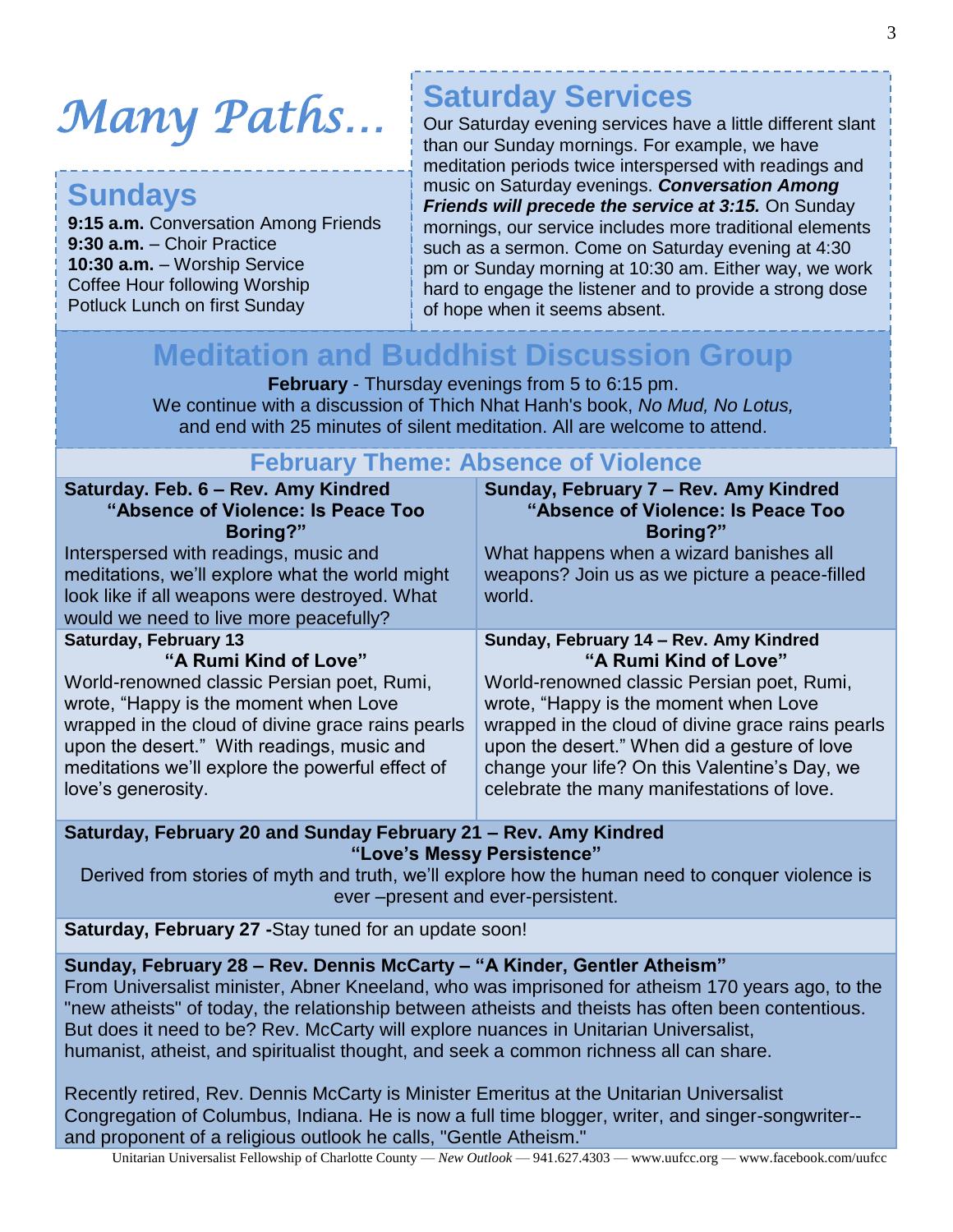# *Many Paths…*

## Sundays

**9:15 a.m.** Conversation Among Friends
**9:30 a.m.** – Choir Practice
**10:30 a.m.** – Worship Service
Coffee Hour following Worship
Potluck Lunch on first Sunday

## Saturday Services

Our Saturday evening services have a little different slant than our Sunday mornings. For example, we have meditation periods twice interspersed with readings and music on Saturday evenings. ***Conversation Among Friends will precede the service at 3:15.*** On Sunday mornings, our service includes more traditional elements such as a sermon. Come on Saturday evening at 4:30 pm or Sunday morning at 10:30 am. Either way, we work hard to engage the listener and to provide a strong dose of hope when it seems absent.

## Meditation and Buddhist Discussion Group

**February** - Thursday evenings from 5 to 6:15 pm.
We continue with a discussion of Thich Nhat Hanh's book, *No Mud, No Lotus,* and end with 25 minutes of silent meditation. All are welcome to attend.

## February Theme: Absence of Violence

**Saturday. Feb. 6 – Rev. Amy Kindred**
**"Absence of Violence: Is Peace Too Boring?"**
Interspersed with readings, music and meditations, we'll explore what the world might look like if all weapons were destroyed. What would we need to live more peacefully?

**Sunday, February 7 – Rev. Amy Kindred**
**"Absence of Violence: Is Peace Too Boring?"**
What happens when a wizard banishes all weapons? Join us as we picture a peace-filled world.

**Saturday, February 13**
**"A Rumi Kind of Love"**
World-renowned classic Persian poet, Rumi, wrote, "Happy is the moment when Love wrapped in the cloud of divine grace rains pearls upon the desert." With readings, music and meditations we'll explore the powerful effect of love's generosity.

**Sunday, February 14 – Rev. Amy Kindred**
**"A Rumi Kind of Love"**
World-renowned classic Persian poet, Rumi, wrote, "Happy is the moment when Love wrapped in the cloud of divine grace rains pearls upon the desert." When did a gesture of love change your life? On this Valentine's Day, we celebrate the many manifestations of love.

**Saturday, February 20 and Sunday February 21 – Rev. Amy Kindred**
**"Love's Messy Persistence"**
Derived from stories of myth and truth, we'll explore how the human need to conquer violence is ever –present and ever-persistent.

**Saturday, February 27 -**Stay tuned for an update soon!

**Sunday, February 28 – Rev. Dennis McCarty – "A Kinder, Gentler Atheism"**
From Universalist minister, Abner Kneeland, who was imprisoned for atheism 170 years ago, to the "new atheists" of today, the relationship between atheists and theists has often been contentious. But does it need to be? Rev. McCarty will explore nuances in Unitarian Universalist, humanist, atheist, and spiritualist thought, and seek a common richness all can share.

Recently retired, Rev. Dennis McCarty is Minister Emeritus at the Unitarian Universalist Congregation of Columbus, Indiana. He is now a full time blogger, writer, and singer-songwriter--and proponent of a religious outlook he calls, "Gentle Atheism."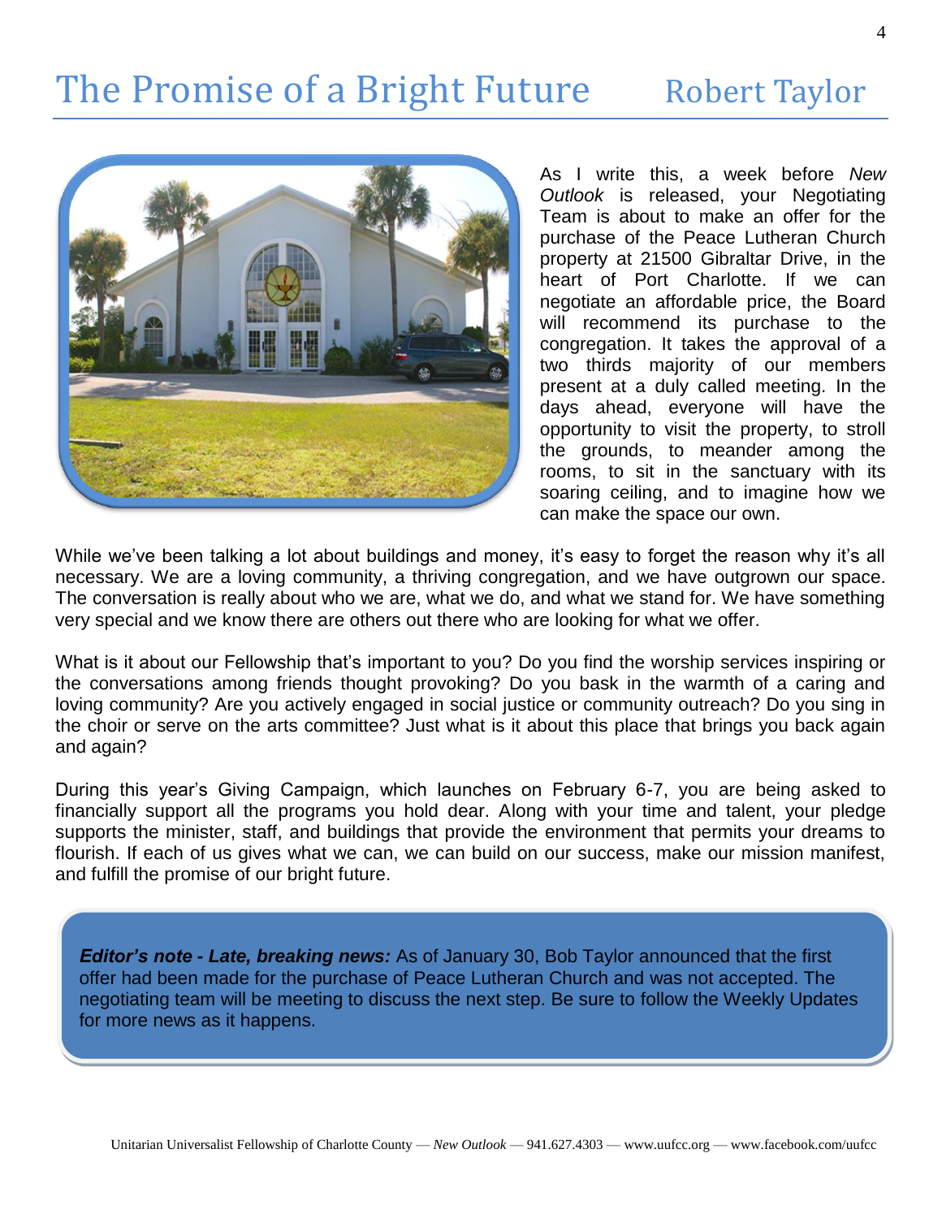# The Promise of a Bright Future

Robert Taylor

As I write this, a week before *New Outlook* is released, your Negotiating Team is about to make an offer for the purchase of the Peace Lutheran Church property at 21500 Gibraltar Drive, in the heart of Port Charlotte. If we can negotiate an affordable price, the Board will recommend its purchase to the congregation. It takes the approval of a two thirds majority of our members present at a duly called meeting. In the days ahead, everyone will have the opportunity to visit the property, to stroll the grounds, to meander among the rooms, to sit in the sanctuary with its soaring ceiling, and to imagine how we can make the space our own.

While we've been talking a lot about buildings and money, it's easy to forget the reason why it's all necessary. We are a loving community, a thriving congregation, and we have outgrown our space. The conversation is really about who we are, what we do, and what we stand for. We have something very special and we know there are others out there who are looking for what we offer.

What is it about our Fellowship that's important to you? Do you find the worship services inspiring or the conversations among friends thought provoking? Do you bask in the warmth of a caring and loving community? Are you actively engaged in social justice or community outreach? Do you sing in the choir or serve on the arts committee? Just what is it about this place that brings you back again and again?

During this year's Giving Campaign, which launches on February 6-7, you are being asked to financially support all the programs you hold dear. Along with your time and talent, your pledge supports the minister, staff, and buildings that provide the environment that permits your dreams to flourish. If each of us gives what we can, we can build on our success, make our mission manifest, and fulfill the promise of our bright future.

***Editor's note - Late, breaking news:*** As of January 30, Bob Taylor announced that the first offer had been made for the purchase of Peace Lutheran Church and was not accepted. The negotiating team will be meeting to discuss the next step. Be sure to follow the Weekly Updates for more news as it happens.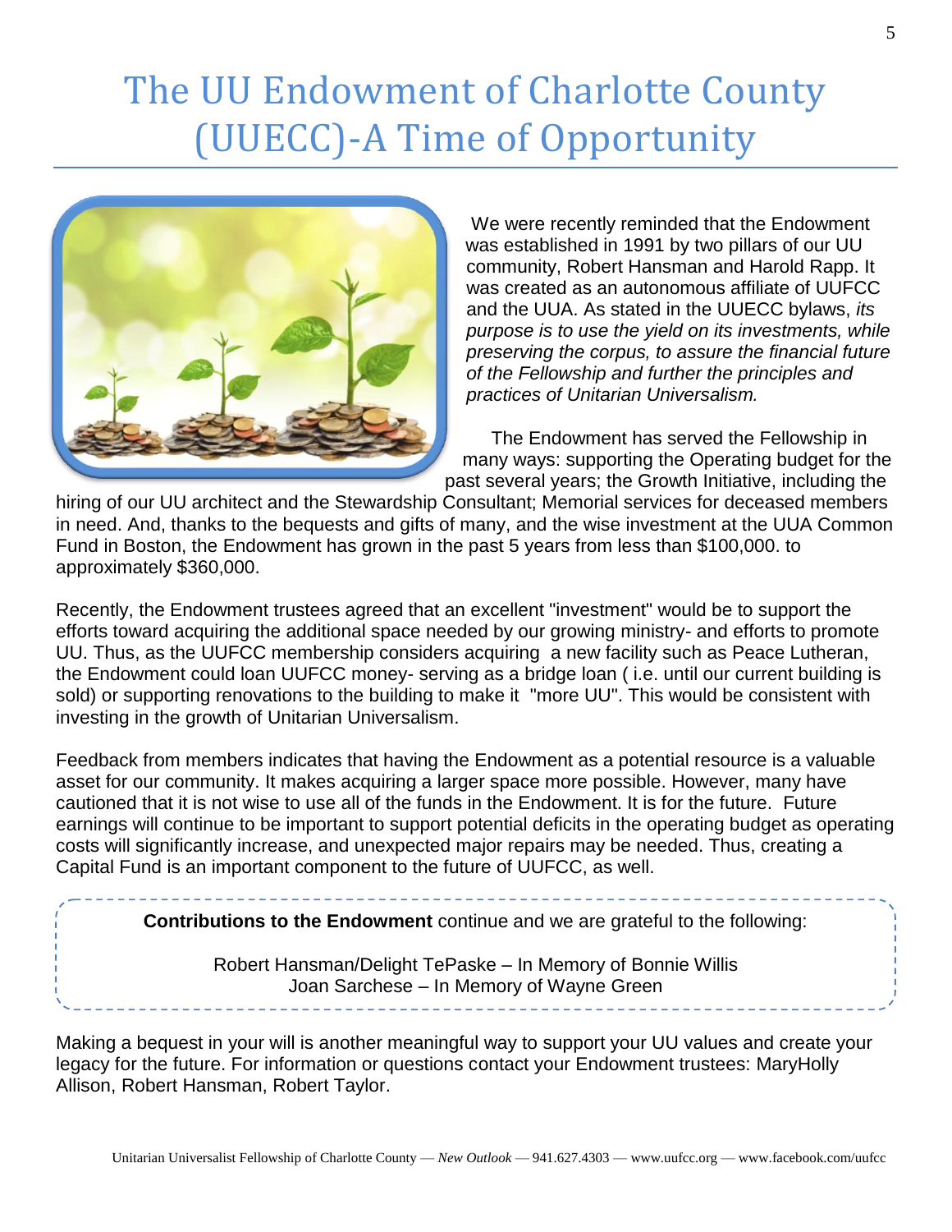# The UU Endowment of Charlotte County (UUECC)-A Time of Opportunity

We were recently reminded that the Endowment was established in 1991 by two pillars of our UU community, Robert Hansman and Harold Rapp. It was created as an autonomous affiliate of UUFCC and the UUA. As stated in the UUECC bylaws, *its purpose is to use the yield on its investments, while preserving the corpus, to assure the financial future of the Fellowship and further the principles and practices of Unitarian Universalism.*

The Endowment has served the Fellowship in many ways: supporting the Operating budget for the past several years; the Growth Initiative, including the hiring of our UU architect and the Stewardship Consultant; Memorial services for deceased members in need. And, thanks to the bequests and gifts of many, and the wise investment at the UUA Common Fund in Boston, the Endowment has grown in the past 5 years from less than $100,000. to approximately $360,000.

Recently, the Endowment trustees agreed that an excellent "investment" would be to support the efforts toward acquiring the additional space needed by our growing ministry- and efforts to promote UU. Thus, as the UUFCC membership considers acquiring a new facility such as Peace Lutheran, the Endowment could loan UUFCC money- serving as a bridge loan ( i.e. until our current building is sold) or supporting renovations to the building to make it "more UU". This would be consistent with investing in the growth of Unitarian Universalism.

Feedback from members indicates that having the Endowment as a potential resource is a valuable asset for our community. It makes acquiring a larger space more possible. However, many have cautioned that it is not wise to use all of the funds in the Endowment. It is for the future. Future earnings will continue to be important to support potential deficits in the operating budget as operating costs will significantly increase, and unexpected major repairs may be needed. Thus, creating a Capital Fund is an important component to the future of UUFCC, as well.

**Contributions to the Endowment** continue and we are grateful to the following:

Robert Hansman/Delight TePaske – In Memory of Bonnie Willis
Joan Sarchese – In Memory of Wayne Green

Making a bequest in your will is another meaningful way to support your UU values and create your legacy for the future. For information or questions contact your Endowment trustees: MaryHolly Allison, Robert Hansman, Robert Taylor.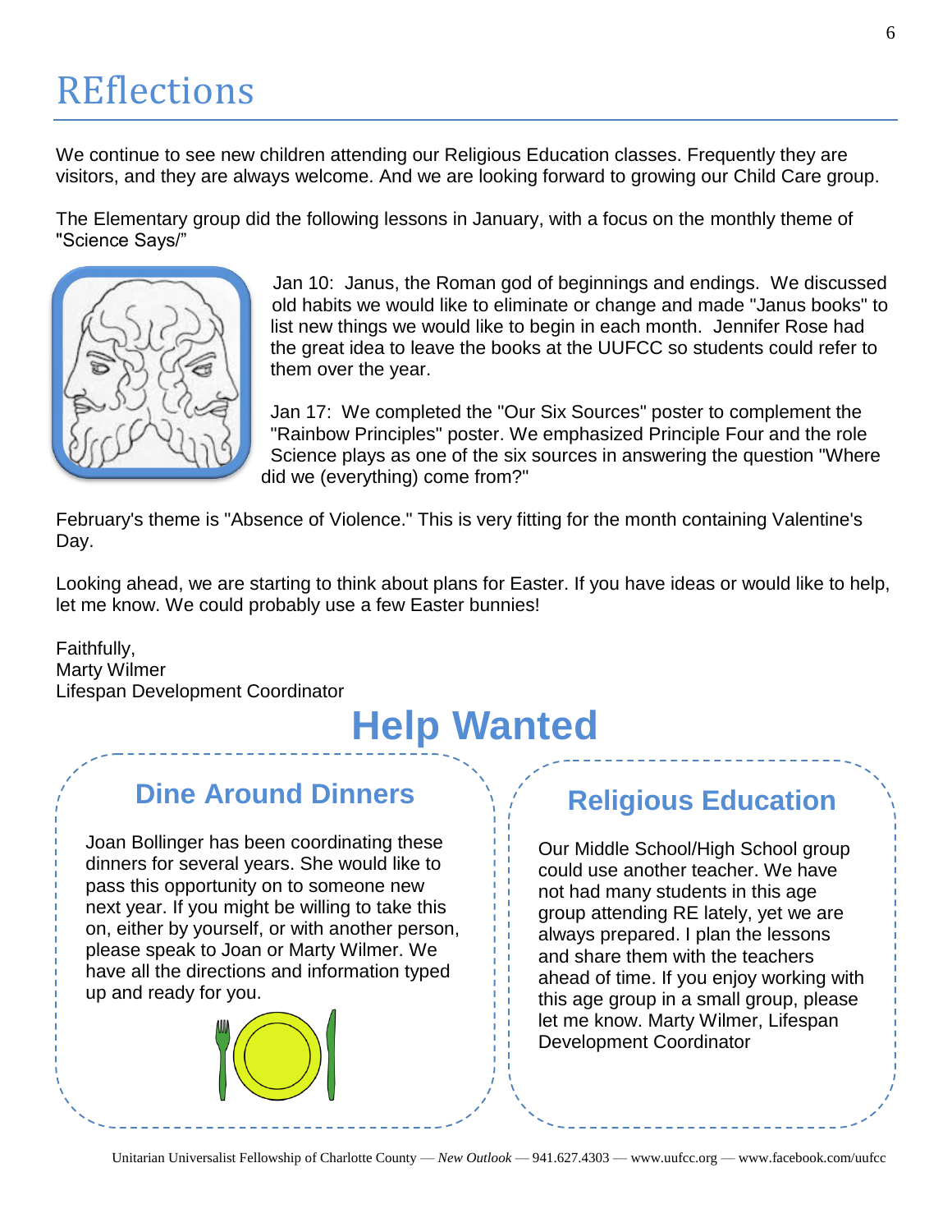# REflections

We continue to see new children attending our Religious Education classes. Frequently they are visitors, and they are always welcome. And we are looking forward to growing our Child Care group.

The Elementary group did the following lessons in January, with a focus on the monthly theme of "Science Says/"

Jan 10: Janus, the Roman god of beginnings and endings. We discussed old habits we would like to eliminate or change and made "Janus books" to list new things we would like to begin in each month. Jennifer Rose had the great idea to leave the books at the UUFCC so students could refer to them over the year.

Jan 17: We completed the "Our Six Sources" poster to complement the "Rainbow Principles" poster. We emphasized Principle Four and the role Science plays as one of the six sources in answering the question "Where did we (everything) come from?"

February's theme is "Absence of Violence." This is very fitting for the month containing Valentine's Day.

Looking ahead, we are starting to think about plans for Easter. If you have ideas or would like to help, let me know. We could probably use a few Easter bunnies!

Faithfully,
Marty Wilmer
Lifespan Development Coordinator

# Help Wanted

## Dine Around Dinners

Joan Bollinger has been coordinating these dinners for several years. She would like to pass this opportunity on to someone new next year. If you might be willing to take this on, either by yourself, or with another person, please speak to Joan or Marty Wilmer. We have all the directions and information typed up and ready for you.

## Religious Education

Our Middle School/High School group could use another teacher. We have not had many students in this age group attending RE lately, yet we are always prepared. I plan the lessons and share them with the teachers ahead of time. If you enjoy working with this age group in a small group, please let me know. Marty Wilmer, Lifespan Development Coordinator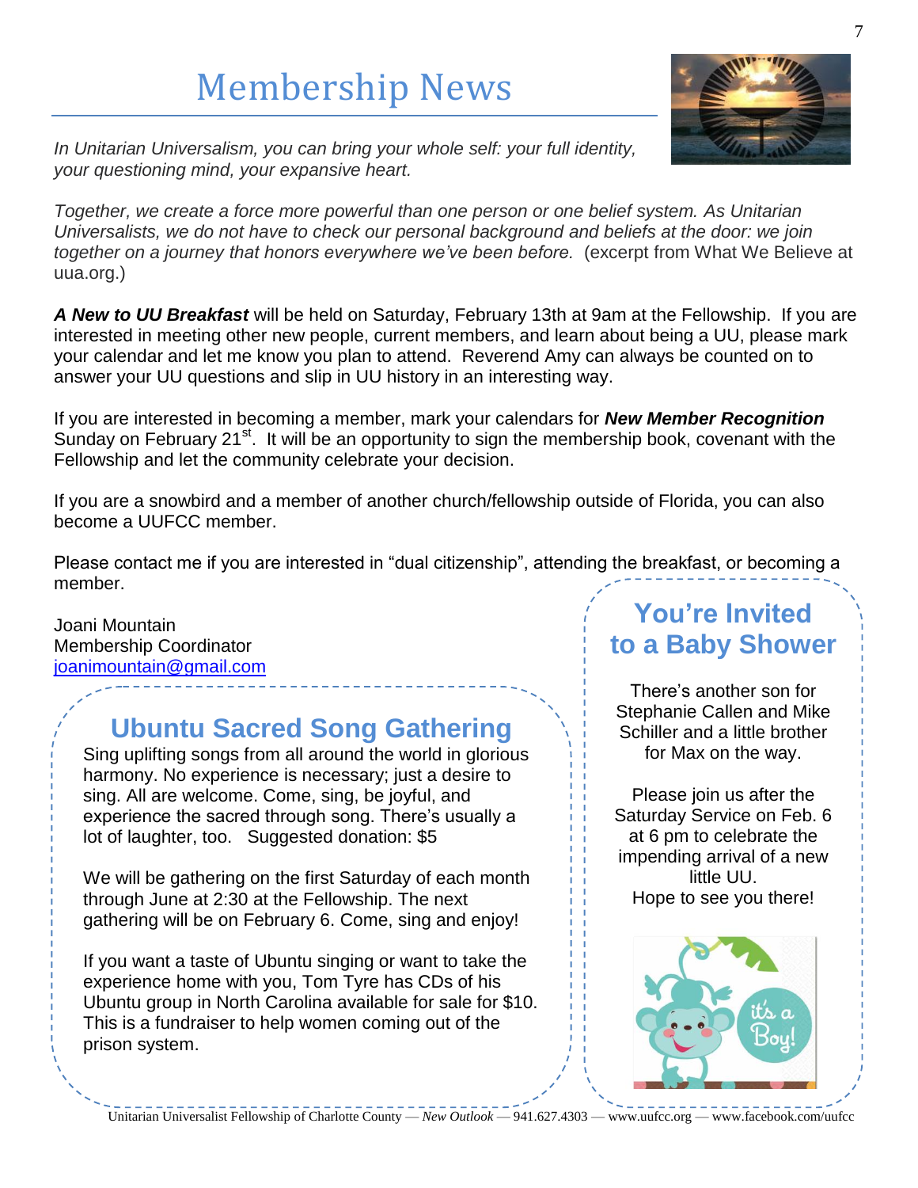# Membership News

*In Unitarian Universalism, you can bring your whole self: your full identity, your questioning mind, your expansive heart.*

*Together, we create a force more powerful than one person or one belief system. As Unitarian Universalists, we do not have to check our personal background and beliefs at the door: we join together on a journey that honors everywhere we've been before.* (excerpt from What We Believe at uua.org.)

***A New to UU Breakfast*** will be held on Saturday, February 13th at 9am at the Fellowship. If you are interested in meeting other new people, current members, and learn about being a UU, please mark your calendar and let me know you plan to attend. Reverend Amy can always be counted on to answer your UU questions and slip in UU history in an interesting way.

If you are interested in becoming a member, mark your calendars for ***New Member Recognition*** Sunday on February 21st. It will be an opportunity to sign the membership book, covenant with the Fellowship and let the community celebrate your decision.

If you are a snowbird and a member of another church/fellowship outside of Florida, you can also become a UUFCC member.

Please contact me if you are interested in "dual citizenship", attending the breakfast, or becoming a member.

Joani Mountain
Membership Coordinator
joanimountain@gmail.com

## Ubuntu Sacred Song Gathering

Sing uplifting songs from all around the world in glorious harmony. No experience is necessary; just a desire to sing. All are welcome. Come, sing, be joyful, and experience the sacred through song. There's usually a lot of laughter, too. Suggested donation: $5

We will be gathering on the first Saturday of each month through June at 2:30 at the Fellowship. The next gathering will be on February 6. Come, sing and enjoy!

If you want a taste of Ubuntu singing or want to take the experience home with you, Tom Tyre has CDs of his Ubuntu group in North Carolina available for sale for $10. This is a fundraiser to help women coming out of the prison system.

## You're Invited to a Baby Shower

There's another son for Stephanie Callen and Mike Schiller and a little brother for Max on the way.

Please join us after the Saturday Service on Feb. 6 at 6 pm to celebrate the impending arrival of a new little UU.
Hope to see you there!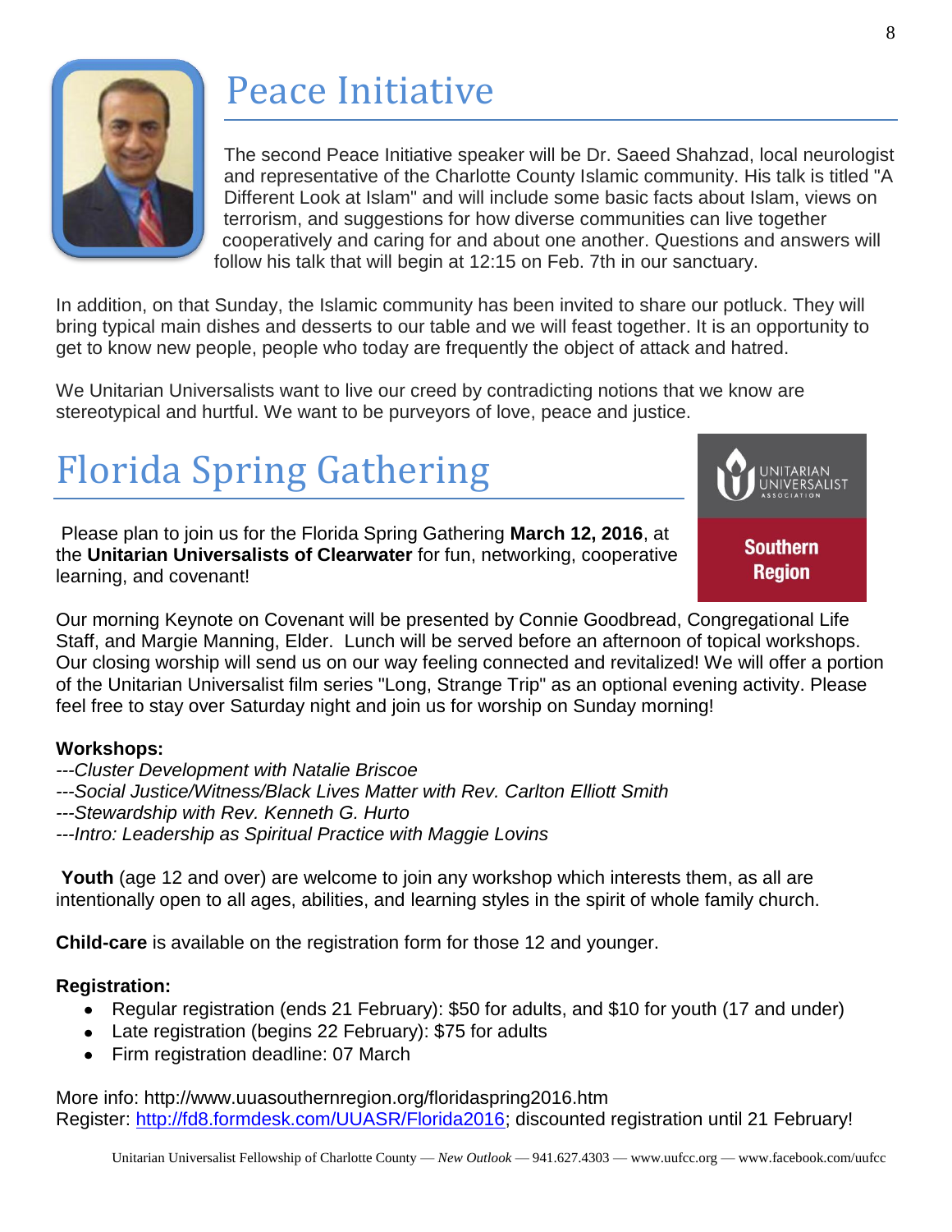# Peace Initiative

The second Peace Initiative speaker will be Dr. Saeed Shahzad, local neurologist and representative of the Charlotte County Islamic community. His talk is titled "A Different Look at Islam" and will include some basic facts about Islam, views on terrorism, and suggestions for how diverse communities can live together cooperatively and caring for and about one another. Questions and answers will follow his talk that will begin at 12:15 on Feb. 7th in our sanctuary.

In addition, on that Sunday, the Islamic community has been invited to share our potluck. They will bring typical main dishes and desserts to our table and we will feast together. It is an opportunity to get to know new people, people who today are frequently the object of attack and hatred.

We Unitarian Universalists want to live our creed by contradicting notions that we know are stereotypical and hurtful. We want to be purveyors of love, peace and justice.

# Florida Spring Gathering

UNITARIAN UNIVERSALIST ASSOCIATION

**Southern Region**

Please plan to join us for the Florida Spring Gathering **March 12, 2016**, at the **Unitarian Universalists of Clearwater** for fun, networking, cooperative learning, and covenant!

Our morning Keynote on Covenant will be presented by Connie Goodbread, Congregational Life Staff, and Margie Manning, Elder. Lunch will be served before an afternoon of topical workshops. Our closing worship will send us on our way feeling connected and revitalized! We will offer a portion of the Unitarian Universalist film series "Long, Strange Trip" as an optional evening activity. Please feel free to stay over Saturday night and join us for worship on Sunday morning!

**Workshops:**

---*Cluster Development with Natalie Briscoe*
---*Social Justice/Witness/Black Lives Matter with Rev. Carlton Elliott Smith*
---*Stewardship with Rev. Kenneth G. Hurto*
---*Intro: Leadership as Spiritual Practice with Maggie Lovins*

**Youth** (age 12 and over) are welcome to join any workshop which interests them, as all are intentionally open to all ages, abilities, and learning styles in the spirit of whole family church.

**Child-care** is available on the registration form for those 12 and younger.

**Registration:**

- Regular registration (ends 21 February): $50 for adults, and $10 for youth (17 and under)
- Late registration (begins 22 February): $75 for adults
- Firm registration deadline: 07 March

More info: http://www.uuasouthernregion.org/floridaspring2016.htm
Register: http://fd8.formdesk.com/UUASR/Florida2016; discounted registration until 21 February!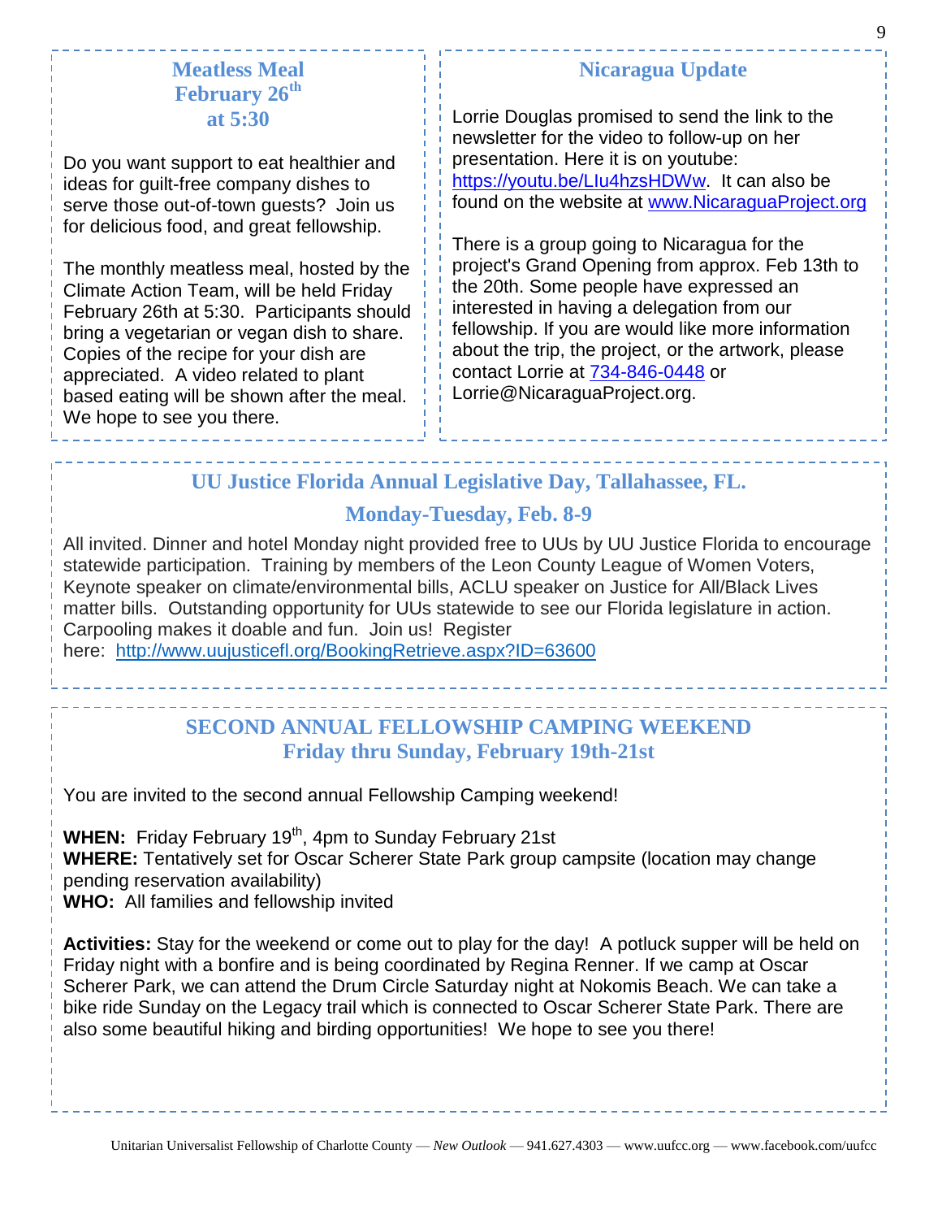## Meatless Meal February 26th at 5:30

Do you want support to eat healthier and ideas for guilt-free company dishes to serve those out-of-town guests? Join us for delicious food, and great fellowship.

The monthly meatless meal, hosted by the Climate Action Team, will be held Friday February 26th at 5:30. Participants should bring a vegetarian or vegan dish to share. Copies of the recipe for your dish are appreciated. A video related to plant based eating will be shown after the meal. We hope to see you there.

## Nicaragua Update

Lorrie Douglas promised to send the link to the newsletter for the video to follow-up on her presentation. Here it is on youtube: https://youtu.be/LIu4hzsHDWw. It can also be found on the website at www.NicaraguaProject.org

There is a group going to Nicaragua for the project's Grand Opening from approx. Feb 13th to the 20th. Some people have expressed an interested in having a delegation from our fellowship. If you are would like more information about the trip, the project, or the artwork, please contact Lorrie at 734-846-0448 or Lorrie@NicaraguaProject.org.

## UU Justice Florida Annual Legislative Day, Tallahassee, FL.

### Monday-Tuesday, Feb. 8-9

All invited. Dinner and hotel Monday night provided free to UUs by UU Justice Florida to encourage statewide participation. Training by members of the Leon County League of Women Voters, Keynote speaker on climate/environmental bills, ACLU speaker on Justice for All/Black Lives matter bills. Outstanding opportunity for UUs statewide to see our Florida legislature in action. Carpooling makes it doable and fun. Join us! Register here: http://www.uujusticefl.org/BookingRetrieve.aspx?ID=63600

## SECOND ANNUAL FELLOWSHIP CAMPING WEEKEND
### Friday thru Sunday, February 19th-21st

You are invited to the second annual Fellowship Camping weekend!

**WHEN:** Friday February 19th, 4pm to Sunday February 21st
**WHERE:** Tentatively set for Oscar Scherer State Park group campsite (location may change pending reservation availability)
**WHO:** All families and fellowship invited

**Activities:** Stay for the weekend or come out to play for the day! A potluck supper will be held on Friday night with a bonfire and is being coordinated by Regina Renner. If we camp at Oscar Scherer Park, we can attend the Drum Circle Saturday night at Nokomis Beach. We can take a bike ride Sunday on the Legacy trail which is connected to Oscar Scherer State Park. There are also some beautiful hiking and birding opportunities! We hope to see you there!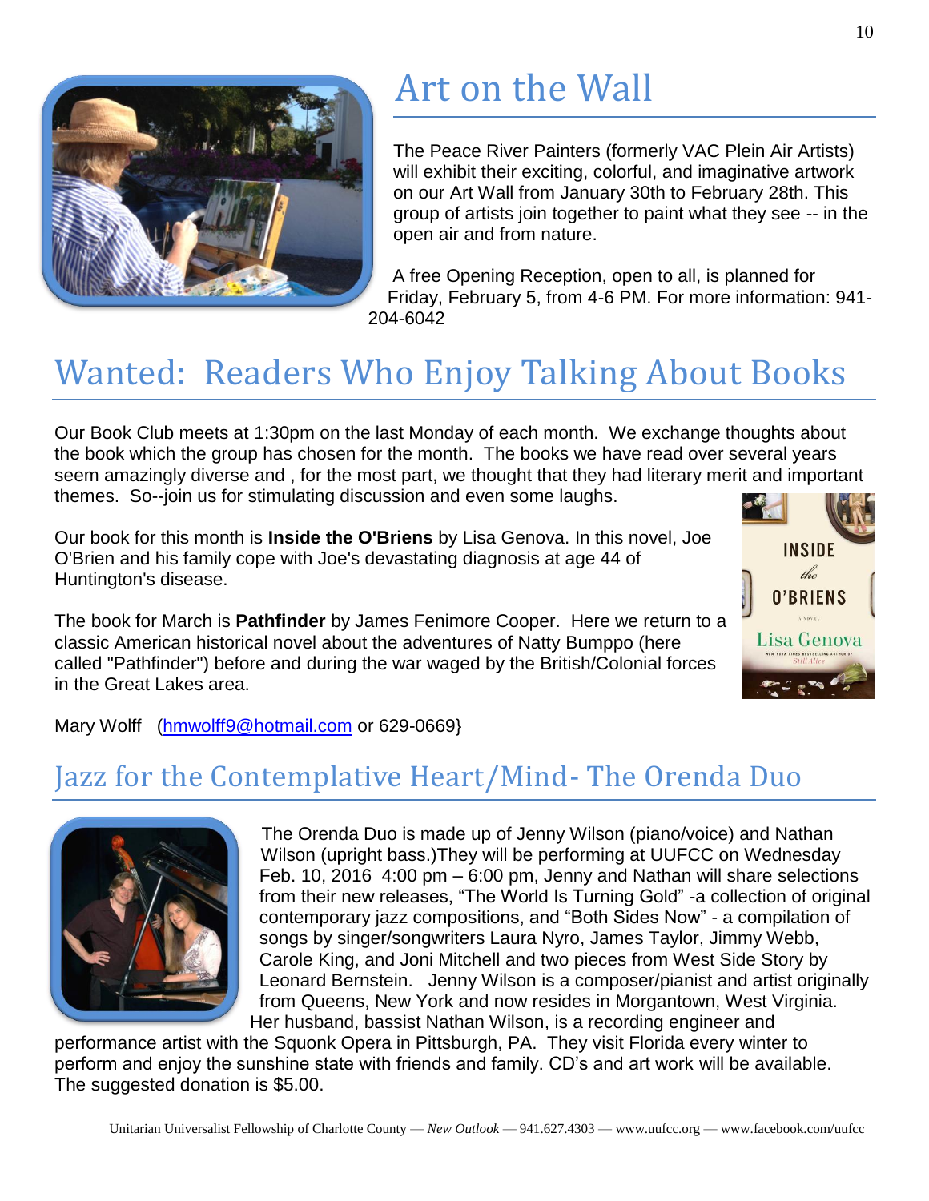# Art on the Wall

The Peace River Painters (formerly VAC Plein Air Artists) will exhibit their exciting, colorful, and imaginative artwork on our Art Wall from January 30th to February 28th. This group of artists join together to paint what they see -- in the open air and from nature.

A free Opening Reception, open to all, is planned for Friday, February 5, from 4-6 PM. For more information: 941-204-6042

# Wanted: Readers Who Enjoy Talking About Books

Our Book Club meets at 1:30pm on the last Monday of each month. We exchange thoughts about the book which the group has chosen for the month. The books we have read over several years seem amazingly diverse and , for the most part, we thought that they had literary merit and important themes. So--join us for stimulating discussion and even some laughs.

Our book for this month is **Inside the O'Briens** by Lisa Genova. In this novel, Joe O'Brien and his family cope with Joe's devastating diagnosis at age 44 of Huntington's disease.

The book for March is **Pathfinder** by James Fenimore Cooper. Here we return to a classic American historical novel about the adventures of Natty Bumppo (here called "Pathfinder") before and during the war waged by the British/Colonial forces in the Great Lakes area.

Mary Wolff (hmwolff9@hotmail.com or 629-0669}

# Jazz for the Contemplative Heart/Mind- The Orenda Duo

The Orenda Duo is made up of Jenny Wilson (piano/voice) and Nathan Wilson (upright bass.)They will be performing at UUFCC on Wednesday Feb. 10, 2016 4:00 pm – 6:00 pm, Jenny and Nathan will share selections from their new releases, "The World Is Turning Gold" -a collection of original contemporary jazz compositions, and "Both Sides Now" - a compilation of songs by singer/songwriters Laura Nyro, James Taylor, Jimmy Webb, Carole King, and Joni Mitchell and two pieces from West Side Story by Leonard Bernstein. Jenny Wilson is a composer/pianist and artist originally from Queens, New York and now resides in Morgantown, West Virginia. Her husband, bassist Nathan Wilson, is a recording engineer and performance artist with the Squonk Opera in Pittsburgh, PA. They visit Florida every winter to perform and enjoy the sunshine state with friends and family. CD's and art work will be available. The suggested donation is $5.00.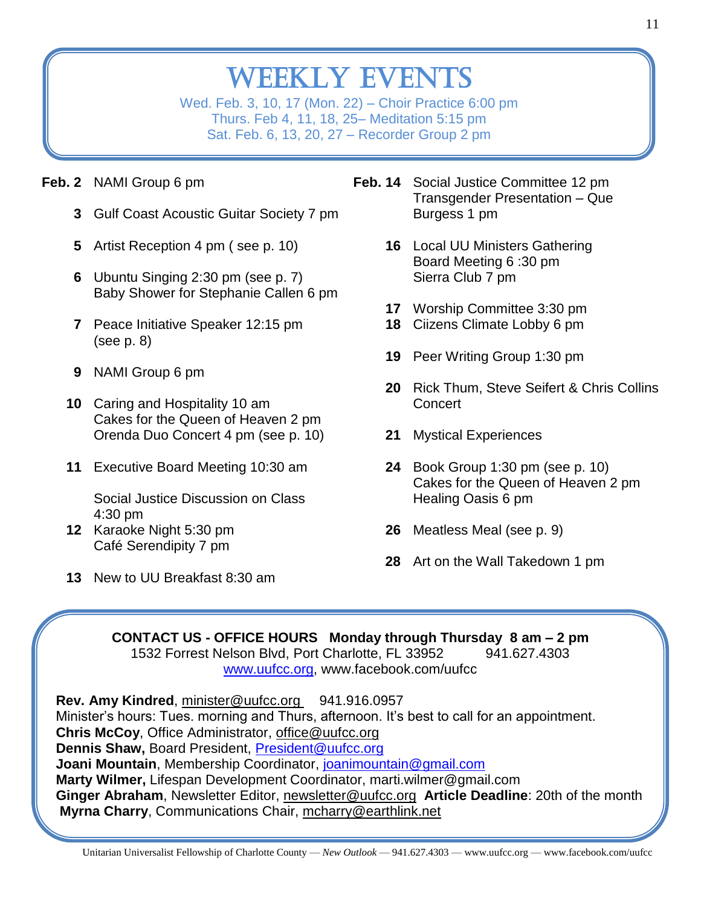# Weekly Events

Wed. Feb. 3, 10, 17 (Mon. 22) – Choir Practice 6:00 pm
Thurs. Feb 4, 11, 18, 25– Meditation 5:15 pm
Sat. Feb. 6, 13, 20, 27 – Recorder Group 2 pm

**Feb. 2** NAMI Group 6 pm

**3** Gulf Coast Acoustic Guitar Society 7 pm

**5** Artist Reception 4 pm ( see p. 10)

**6** Ubuntu Singing 2:30 pm (see p. 7)
Baby Shower for Stephanie Callen 6 pm

**7** Peace Initiative Speaker 12:15 pm (see p. 8)

**9** NAMI Group 6 pm

**10** Caring and Hospitality 10 am
Cakes for the Queen of Heaven 2 pm
Orenda Duo Concert 4 pm (see p. 10)

**11** Executive Board Meeting 10:30 am

Social Justice Discussion on Class 4:30 pm

**12** Karaoke Night 5:30 pm
Café Serendipity 7 pm

**13** New to UU Breakfast 8:30 am

**Feb. 14** Social Justice Committee 12 pm
Transgender Presentation – Que Burgess 1 pm

**16** Local UU Ministers Gathering
Board Meeting 6 :30 pm
Sierra Club 7 pm

**17** Worship Committee 3:30 pm

**18** Ciizens Climate Lobby 6 pm

**19** Peer Writing Group 1:30 pm

**20** Rick Thum, Steve Seifert & Chris Collins Concert

**21** Mystical Experiences

**24** Book Group 1:30 pm (see p. 10)
Cakes for the Queen of Heaven 2 pm
Healing Oasis 6 pm

**26** Meatless Meal (see p. 9)

**28** Art on the Wall Takedown 1 pm

**CONTACT US - OFFICE HOURS Monday through Thursday 8 am – 2 pm**
1532 Forrest Nelson Blvd, Port Charlotte, FL 33952 941.627.4303
www.uufcc.org, www.facebook.com/uufcc

**Rev. Amy Kindred**, minister@uufcc.org 941.916.0957
Minister's hours: Tues. morning and Thurs, afternoon. It's best to call for an appointment.
**Chris McCoy**, Office Administrator, office@uufcc.org
**Dennis Shaw,** Board President, President@uufcc.org
**Joani Mountain**, Membership Coordinator, joanimountain@gmail.com
**Marty Wilmer,** Lifespan Development Coordinator, marti.wilmer@gmail.com
**Ginger Abraham**, Newsletter Editor, newsletter@uufcc.org **Article Deadline**: 20th of the month
**Myrna Charry**, Communications Chair, mcharry@earthlink.net